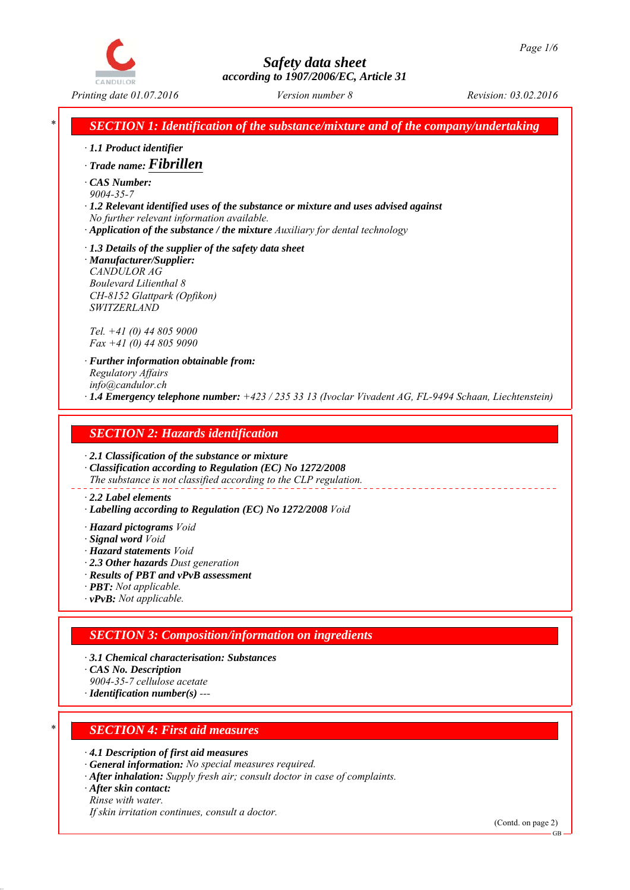# Safety data sheet

*according to 1907/2006/EC, Article 31*

Printing date 01.07.2016 | Version number 8 | Revision: 03.02.2016

## * SECTION 1: Identification of the substance/mixture and of the company/undertaking

· **1.1 Product identifier**

· **Trade name: Fibrillen**

· **CAS Number:**
9004-35-7

· **1.2 Relevant identified uses of the substance or mixture and uses advised against**
No further relevant information available.

· **Application of the substance / the mixture** Auxiliary for dental technology

· **1.3 Details of the supplier of the safety data sheet**

· **Manufacturer/Supplier:**
CANDULOR AG
Boulevard Lilienthal 8
CH-8152 Glattpark (Opfikon)
SWITZERLAND

Tel. +41 (0) 44 805 9000
Fax +41 (0) 44 805 9090

· **Further information obtainable from:**
Regulatory Affairs
info@candulor.ch

· **1.4 Emergency telephone number:** +423 / 235 33 13 (Ivoclar Vivadent AG, FL-9494 Schaan, Liechtenstein)

## SECTION 2: Hazards identification

· **2.1 Classification of the substance or mixture**

· **Classification according to Regulation (EC) No 1272/2008**
The substance is not classified according to the CLP regulation.

· **2.2 Label elements**

· **Labelling according to Regulation (EC) No 1272/2008** Void

· **Hazard pictograms** Void

· **Signal word** Void

· **Hazard statements** Void

· **2.3 Other hazards** Dust generation

· **Results of PBT and vPvB assessment**

· **PBT:** Not applicable.

· **vPvB:** Not applicable.

## SECTION 3: Composition/information on ingredients

· **3.1 Chemical characterisation: Substances**

· **CAS No. Description**
9004-35-7 cellulose acetate

· **Identification number(s)** ---

## * SECTION 4: First aid measures

· **4.1 Description of first aid measures**

· **General information:** No special measures required.

· **After inhalation:** Supply fresh air; consult doctor in case of complaints.

· **After skin contact:**
Rinse with water.
If skin irritation continues, consult a doctor.

(Contd. on page 2)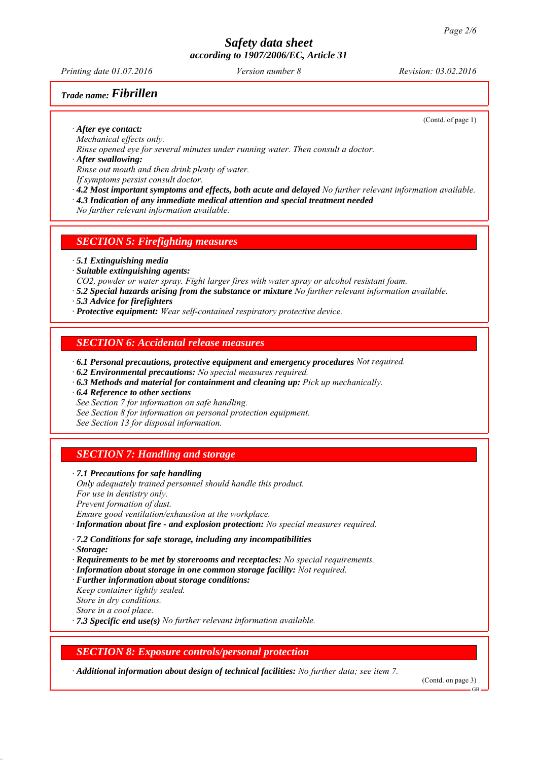**Trade name: Fibrillen**

(Contd. of page 1)

· **After eye contact:**
Mechanical effects only.
Rinse opened eye for several minutes under running water. Then consult a doctor.
· **After swallowing:**
Rinse out mouth and then drink plenty of water.
If symptoms persist consult doctor.
· **4.2 Most important symptoms and effects, both acute and delayed** No further relevant information available.
· **4.3 Indication of any immediate medical attention and special treatment needed**
No further relevant information available.

## SECTION 5: Firefighting measures

· **5.1 Extinguishing media**
· **Suitable extinguishing agents:**
CO2, powder or water spray. Fight larger fires with water spray or alcohol resistant foam.
· **5.2 Special hazards arising from the substance or mixture** No further relevant information available.
· **5.3 Advice for firefighters**
· **Protective equipment:** Wear self-contained respiratory protective device.

## SECTION 6: Accidental release measures

· **6.1 Personal precautions, protective equipment and emergency procedures** Not required.
· **6.2 Environmental precautions:** No special measures required.
· **6.3 Methods and material for containment and cleaning up:** Pick up mechanically.
· **6.4 Reference to other sections**
See Section 7 for information on safe handling.
See Section 8 for information on personal protection equipment.
See Section 13 for disposal information.

## SECTION 7: Handling and storage

· **7.1 Precautions for safe handling**
Only adequately trained personnel should handle this product.
For use in dentistry only.
Prevent formation of dust.
Ensure good ventilation/exhaustion at the workplace.
· **Information about fire - and explosion protection:** No special measures required.

· **7.2 Conditions for safe storage, including any incompatibilities**
· **Storage:**
· **Requirements to be met by storerooms and receptacles:** No special requirements.
· **Information about storage in one common storage facility:** Not required.
· **Further information about storage conditions:**
Keep container tightly sealed.
Store in dry conditions.
Store in a cool place.
· **7.3 Specific end use(s)** No further relevant information available.

## SECTION 8: Exposure controls/personal protection

· **Additional information about design of technical facilities:** No further data; see item 7.

(Contd. on page 3)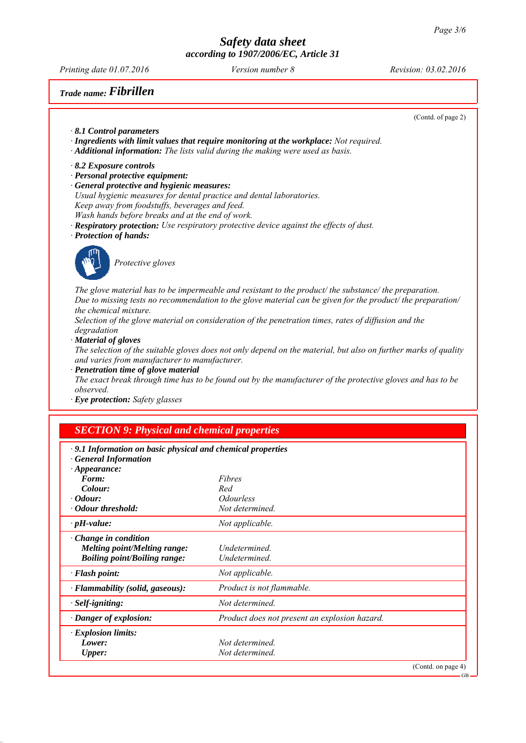**Trade name: Fibrillen**

(Contd. of page 2)

· **8.1 Control parameters**
· **Ingredients with limit values that require monitoring at the workplace:** Not required.
· **Additional information:** The lists valid during the making were used as basis.

· **8.2 Exposure controls**
· **Personal protective equipment:**
· **General protective and hygienic measures:**
Usual hygienic measures for dental practice and dental laboratories.
Keep away from foodstuffs, beverages and feed.
Wash hands before breaks and at the end of work.
· **Respiratory protection:** Use respiratory protective device against the effects of dust.
· **Protection of hands:**

Protective gloves

The glove material has to be impermeable and resistant to the product/ the substance/ the preparation.
Due to missing tests no recommendation to the glove material can be given for the product/ the preparation/ the chemical mixture.
Selection of the glove material on consideration of the penetration times, rates of diffusion and the degradation
· **Material of gloves**
The selection of the suitable gloves does not only depend on the material, but also on further marks of quality and varies from manufacturer to manufacturer.
· **Penetration time of glove material**
The exact break through time has to be found out by the manufacturer of the protective gloves and has to be observed.
· **Eye protection:** Safety glasses

## SECTION 9: Physical and chemical properties

· **9.1 Information on basic physical and chemical properties**
· **General Information**

| | |
|---|---|
| · **Appearance:** | |
| **Form:** | Fibres |
| **Colour:** | Red |
| · **Odour:** | Odourless |
| · **Odour threshold:** | Not determined. |
| · **pH-value:** | Not applicable. |
| · **Change in condition** | |
| **Melting point/Melting range:** | Undetermined. |
| **Boiling point/Boiling range:** | Undetermined. |
| · **Flash point:** | Not applicable. |
| · **Flammability (solid, gaseous):** | Product is not flammable. |
| · **Self-igniting:** | Not determined. |
| · **Danger of explosion:** | Product does not present an explosion hazard. |
| · **Explosion limits:** | |
| **Lower:** | Not determined. |
| **Upper:** | Not determined. |

(Contd. on page 4)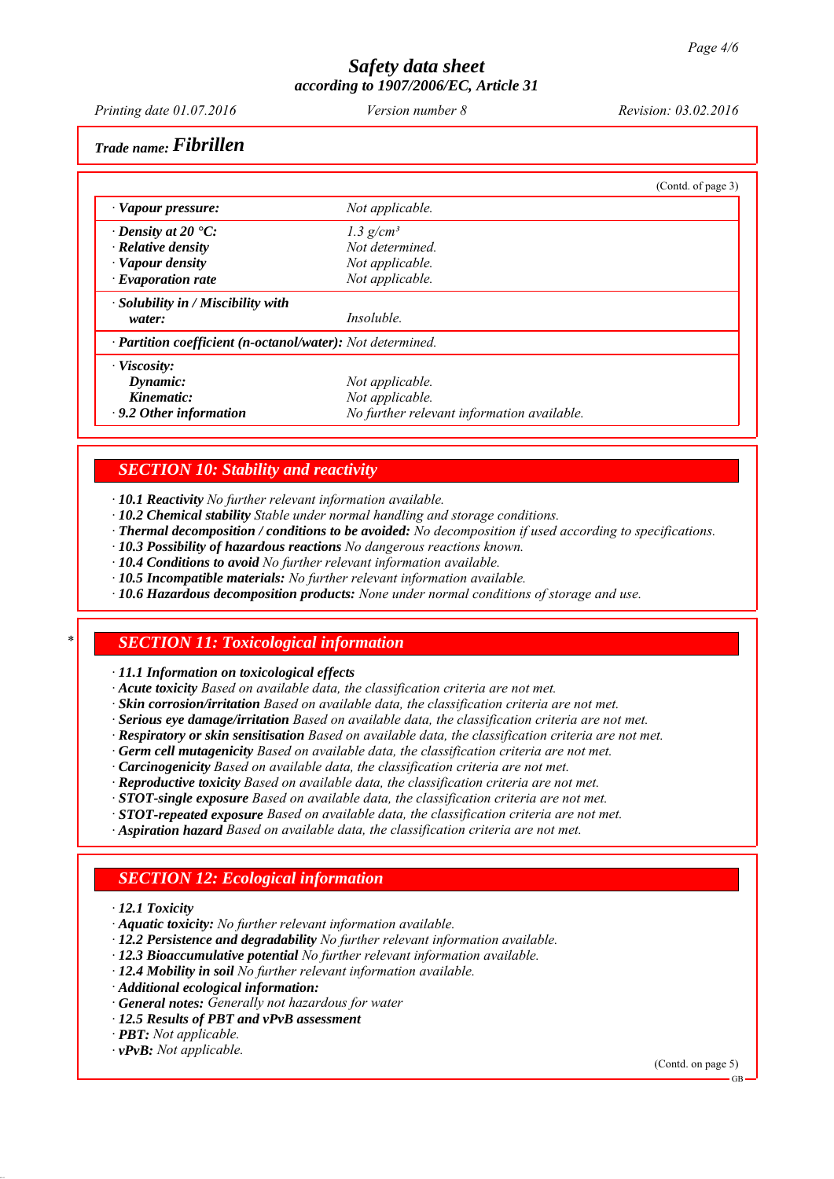**Trade name: Fibrillen**

(Contd. of page 3)

| | |
|---|---|
| · **Vapour pressure:** | Not applicable. |
| · **Density at 20 °C:** | 1.3 g/cm³ |
| · **Relative density** | Not determined. |
| · **Vapour density** | Not applicable. |
| · **Evaporation rate** | Not applicable. |
| · **Solubility in / Miscibility with water:** | Insoluble. |
| · **Partition coefficient (n-octanol/water):** | Not determined. |
| · **Viscosity:** | |
| **Dynamic:** | Not applicable. |
| **Kinematic:** | Not applicable. |
| · **9.2 Other information** | No further relevant information available. |

## SECTION 10: Stability and reactivity

· **10.1 Reactivity** No further relevant information available.
· **10.2 Chemical stability** Stable under normal handling and storage conditions.
· **Thermal decomposition / conditions to be avoided:** No decomposition if used according to specifications.
· **10.3 Possibility of hazardous reactions** No dangerous reactions known.
· **10.4 Conditions to avoid** No further relevant information available.
· **10.5 Incompatible materials:** No further relevant information available.
· **10.6 Hazardous decomposition products:** None under normal conditions of storage and use.

## * SECTION 11: Toxicological information

· **11.1 Information on toxicological effects**
· **Acute toxicity** Based on available data, the classification criteria are not met.
· **Skin corrosion/irritation** Based on available data, the classification criteria are not met.
· **Serious eye damage/irritation** Based on available data, the classification criteria are not met.
· **Respiratory or skin sensitisation** Based on available data, the classification criteria are not met.
· **Germ cell mutagenicity** Based on available data, the classification criteria are not met.
· **Carcinogenicity** Based on available data, the classification criteria are not met.
· **Reproductive toxicity** Based on available data, the classification criteria are not met.
· **STOT-single exposure** Based on available data, the classification criteria are not met.
· **STOT-repeated exposure** Based on available data, the classification criteria are not met.
· **Aspiration hazard** Based on available data, the classification criteria are not met.

## SECTION 12: Ecological information

· **12.1 Toxicity**
· **Aquatic toxicity:** No further relevant information available.
· **12.2 Persistence and degradability** No further relevant information available.
· **12.3 Bioaccumulative potential** No further relevant information available.
· **12.4 Mobility in soil** No further relevant information available.
· **Additional ecological information:**
· **General notes:** Generally not hazardous for water
· **12.5 Results of PBT and vPvB assessment**
· **PBT:** Not applicable.
· **vPvB:** Not applicable.

(Contd. on page 5)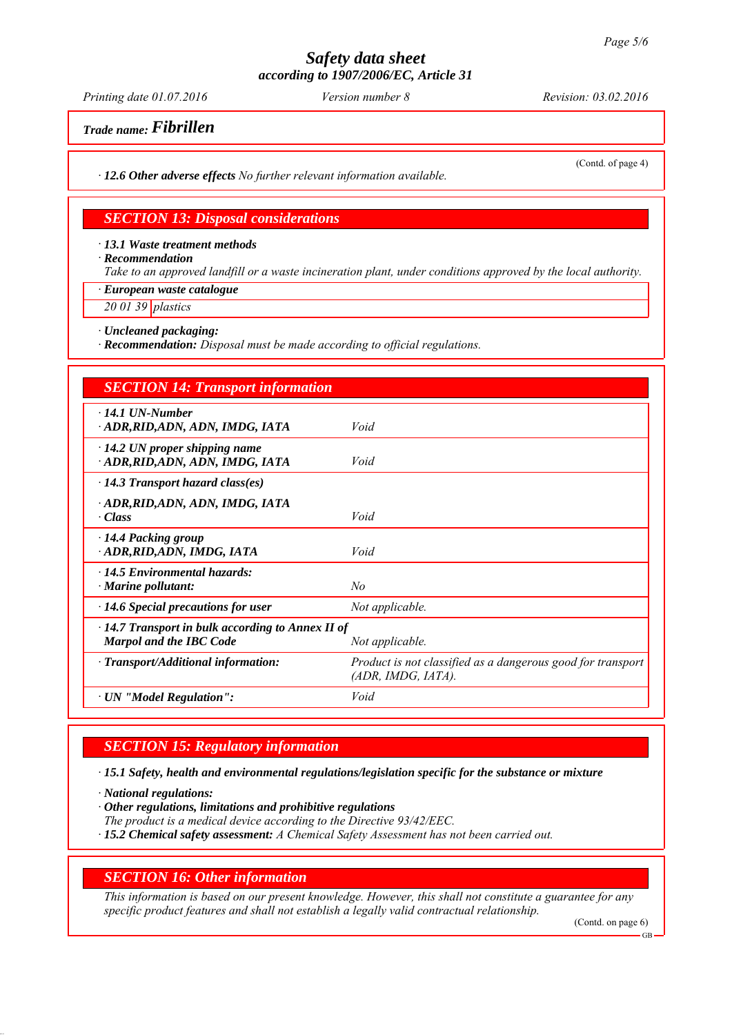*Trade name:* ***Fibrillen***

(Contd. of page 4)

· **12.6 Other adverse effects** *No further relevant information available.*

## SECTION 13: Disposal considerations

· **13.1 Waste treatment methods**
· **Recommendation**
*Take to an approved landfill or a waste incineration plant, under conditions approved by the local authority.*

· **European waste catalogue**

| 20 01 39 | plastics |
|---|---|

· **Uncleaned packaging:**
· **Recommendation:** *Disposal must be made according to official regulations.*

## SECTION 14: Transport information

| | |
|---|---|
| · **14.1 UN-Number**<br>· **ADR,RID,ADN, ADN, IMDG, IATA** | *Void* |
| · **14.2 UN proper shipping name**<br>· **ADR,RID,ADN, ADN, IMDG, IATA** | *Void* |
| · **14.3 Transport hazard class(es)**<br><br>· **ADR,RID,ADN, ADN, IMDG, IATA**<br>· **Class** | *Void* |
| · **14.4 Packing group**<br>· **ADR,RID,ADN, IMDG, IATA** | *Void* |
| · **14.5 Environmental hazards:**<br>· **Marine pollutant:** | *No* |
| · **14.6 Special precautions for user** | *Not applicable.* |
| · **14.7 Transport in bulk according to Annex II of Marpol and the IBC Code** | *Not applicable.* |
| · **Transport/Additional information:** | *Product is not classified as a dangerous good for transport (ADR, IMDG, IATA).* |
| · **UN "Model Regulation":** | *Void* |

## SECTION 15: Regulatory information

· **15.1 Safety, health and environmental regulations/legislation specific for the substance or mixture**

· **National regulations:**
· **Other regulations, limitations and prohibitive regulations**
*The product is a medical device according to the Directive 93/42/EEC.*
· **15.2 Chemical safety assessment:** *A Chemical Safety Assessment has not been carried out.*

## SECTION 16: Other information

*This information is based on our present knowledge. However, this shall not constitute a guarantee for any specific product features and shall not establish a legally valid contractual relationship.*

(Contd. on page 6)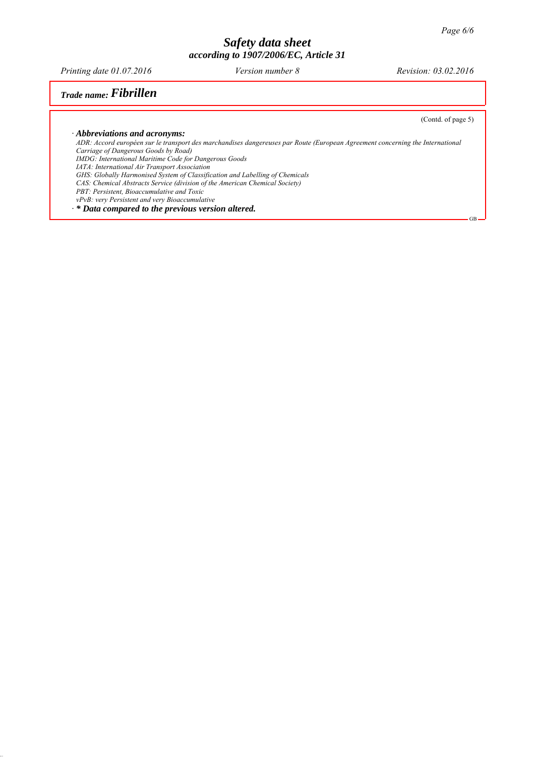## Safety data sheet
### according to 1907/2006/EC, Article 31

*Printing date 01.07.2016* *Version number 8* *Revision: 03.02.2016*

## *Trade name: Fibrillen*

(Contd. of page 5)

· ***Abbreviations and acronyms:***
*ADR: Accord européen sur le transport des marchandises dangereuses par Route (European Agreement concerning the International Carriage of Dangerous Goods by Road)*
*IMDG: International Maritime Code for Dangerous Goods*
*IATA: International Air Transport Association*
*GHS: Globally Harmonised System of Classification and Labelling of Chemicals*
*CAS: Chemical Abstracts Service (division of the American Chemical Society)*
*PBT: Persistent, Bioaccumulative and Toxic*
*vPvB: very Persistent and very Bioaccumulative*

· ***\* Data compared to the previous version altered.***

GB